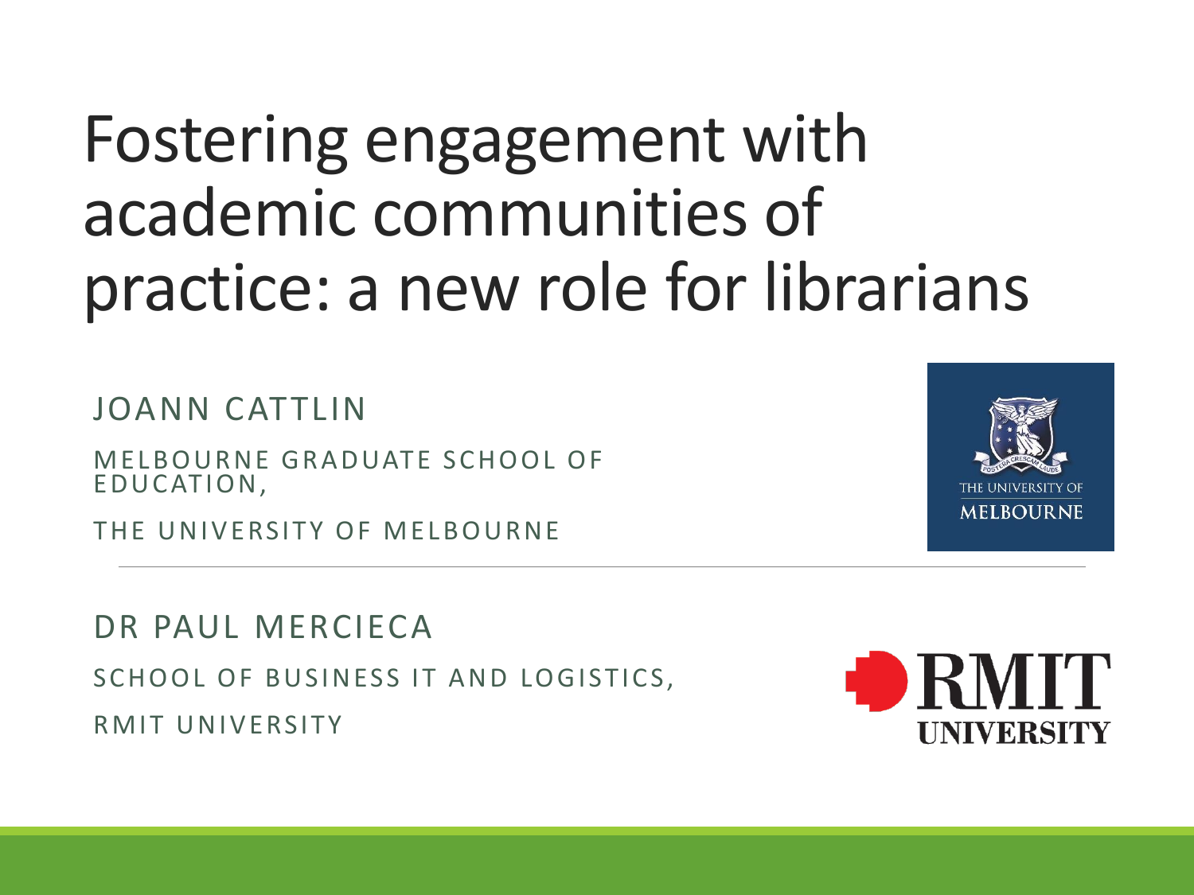# Fostering engagement with academic communities of practice: a new role for librarians

JOANN CATTLIN

MELBOURNE GRADUATE SCHOOL OF EDUCATION,

THE UNIVERSITY OF MELBOURNE

---

DR PAUL MERCIECA

SCHOOL OF BUSINESS IT AND LOGISTICS,

RMIT UNIVERSITY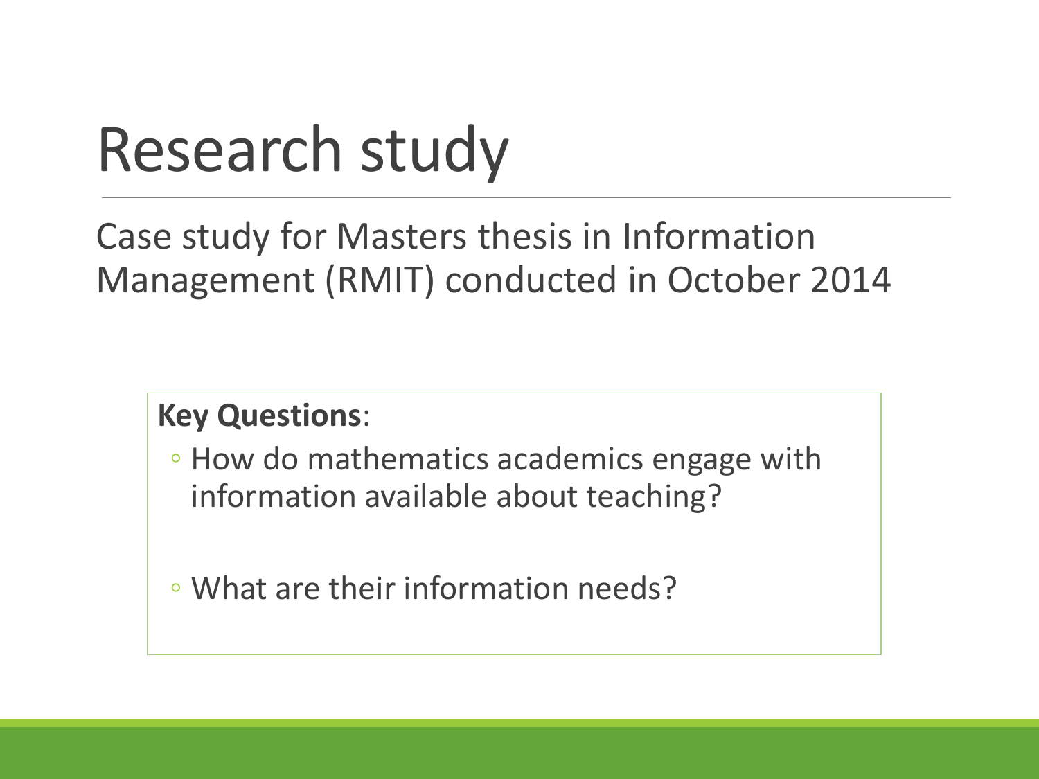# Research study

Case study for Masters thesis in Information Management (RMIT) conducted in October 2014

**Key Questions**:

- How do mathematics academics engage with information available about teaching?
- What are their information needs?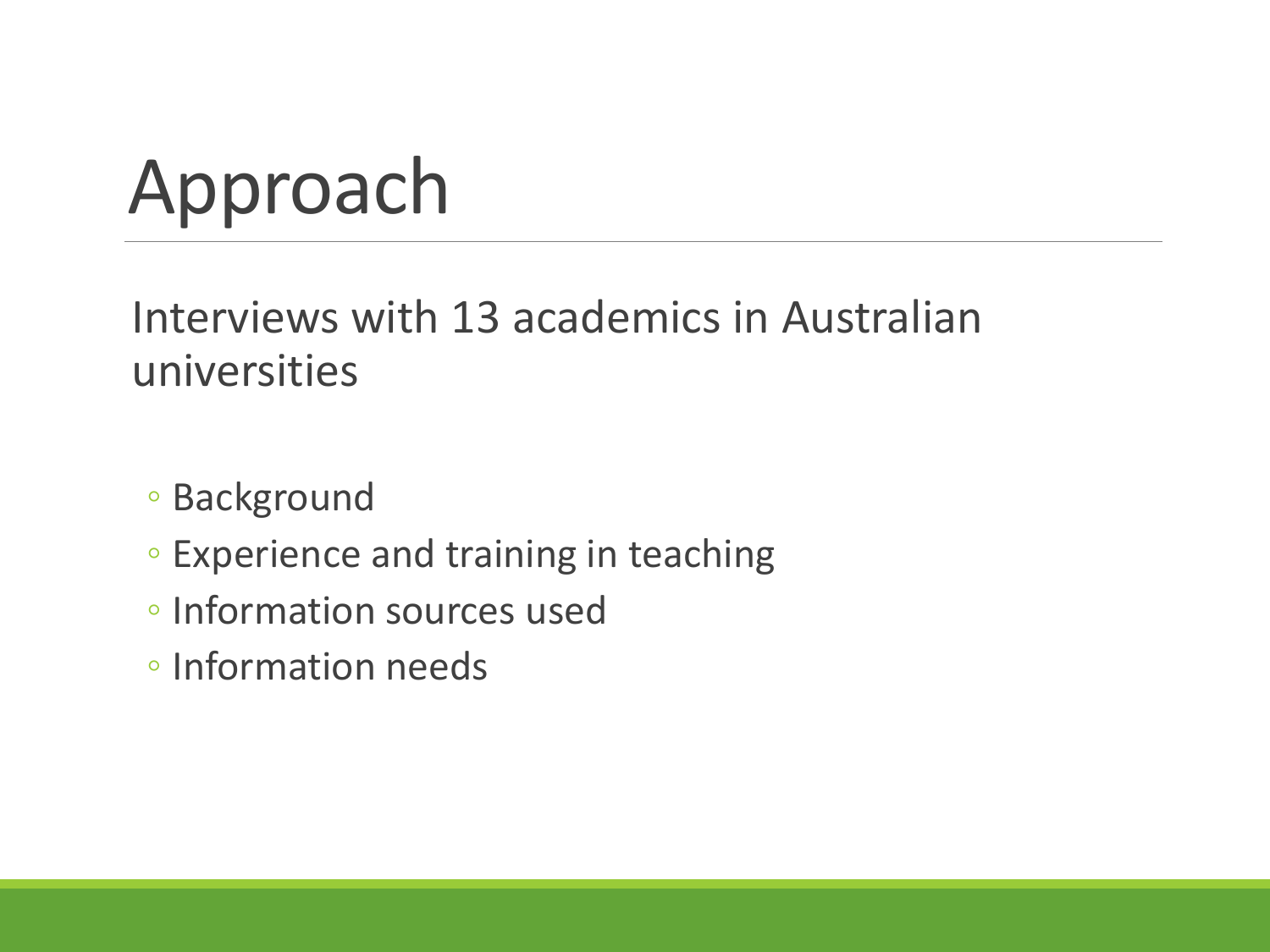# Approach

Interviews with 13 academics in Australian universities

- Background
- Experience and training in teaching
- Information sources used
- Information needs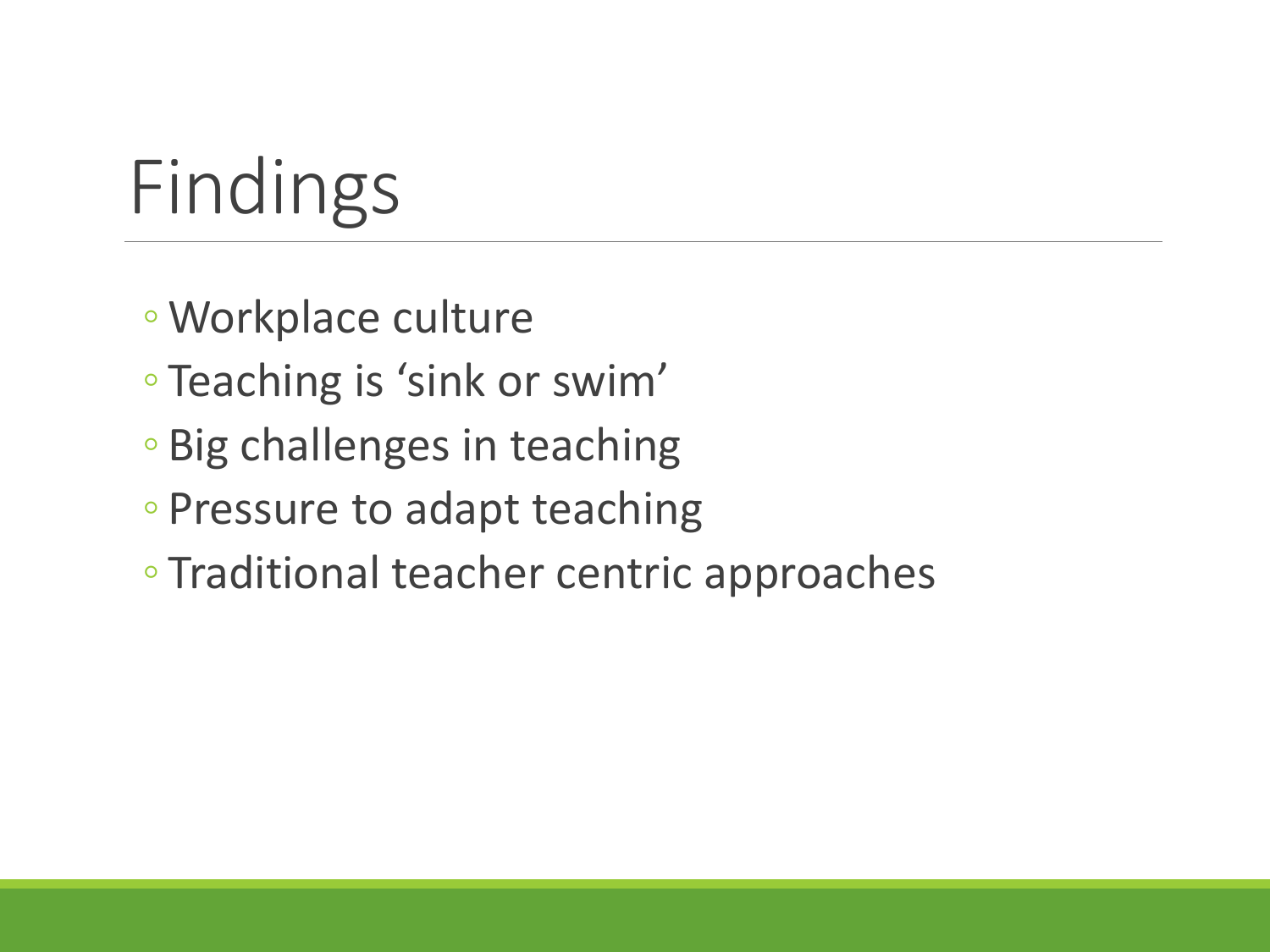# Findings

- Workplace culture
- Teaching is 'sink or swim'
- Big challenges in teaching
- Pressure to adapt teaching
- Traditional teacher centric approaches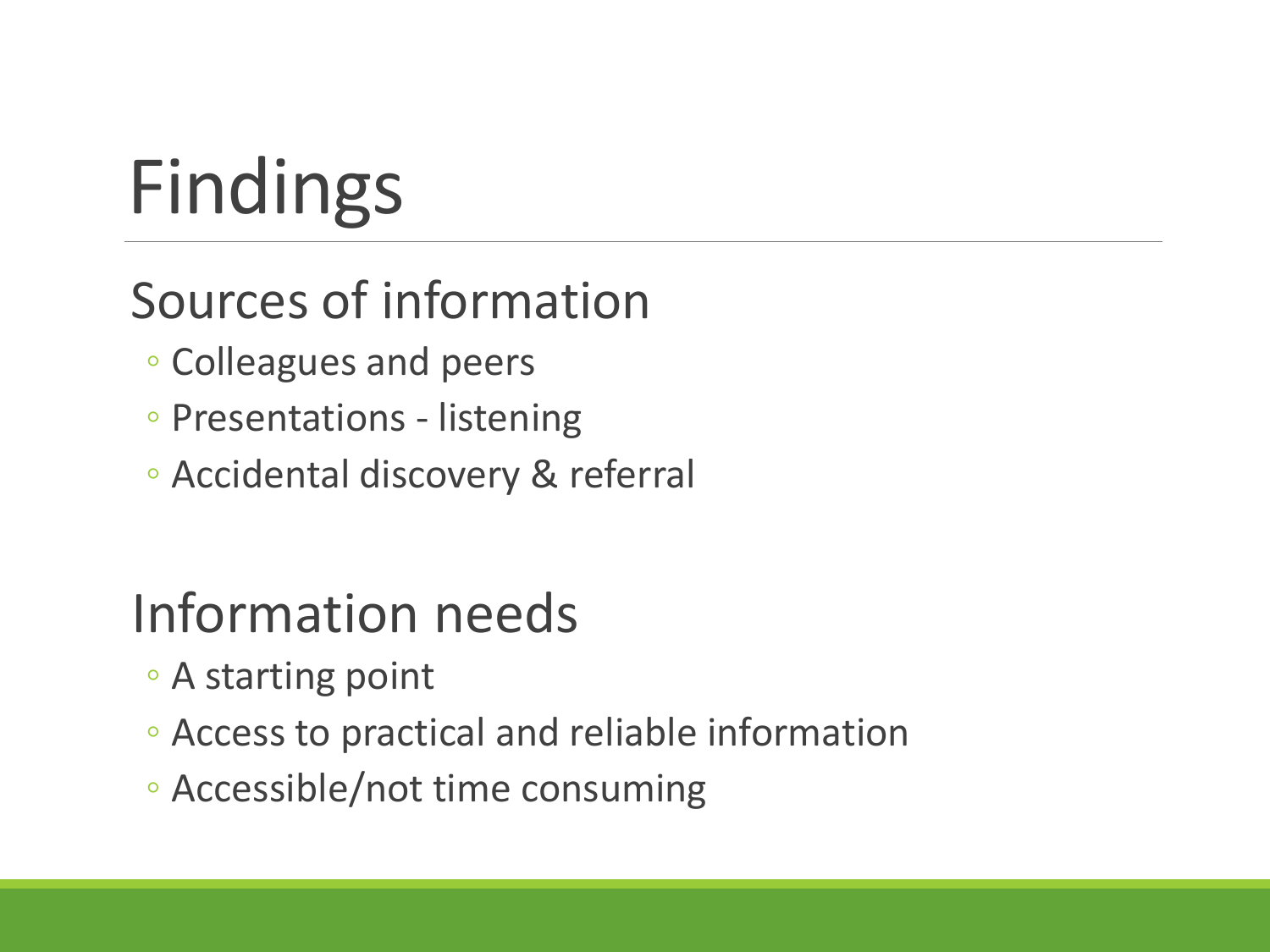# Findings

## Sources of information

- Colleagues and peers
- Presentations - listening
- Accidental discovery & referral

## Information needs

- A starting point
- Access to practical and reliable information
- Accessible/not time consuming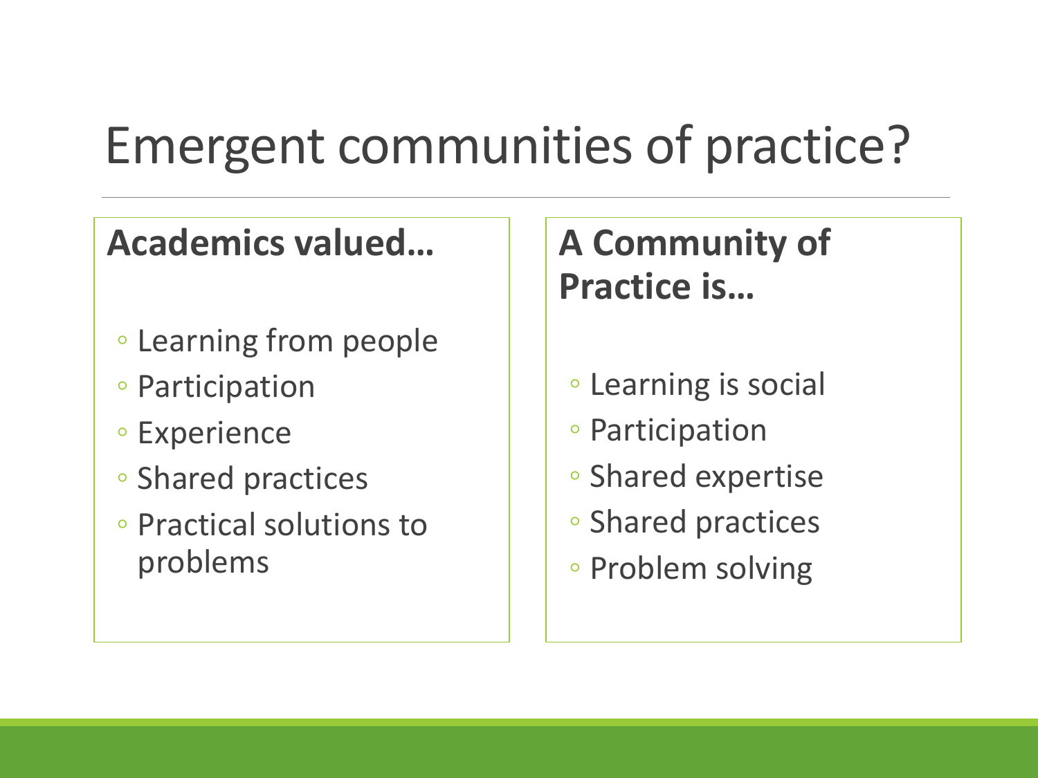# Emergent communities of practice?

**Academics valued…**

- Learning from people
- Participation
- Experience
- Shared practices
- Practical solutions to problems

**A Community of Practice is…**

- Learning is social
- Participation
- Shared expertise
- Shared practices
- Problem solving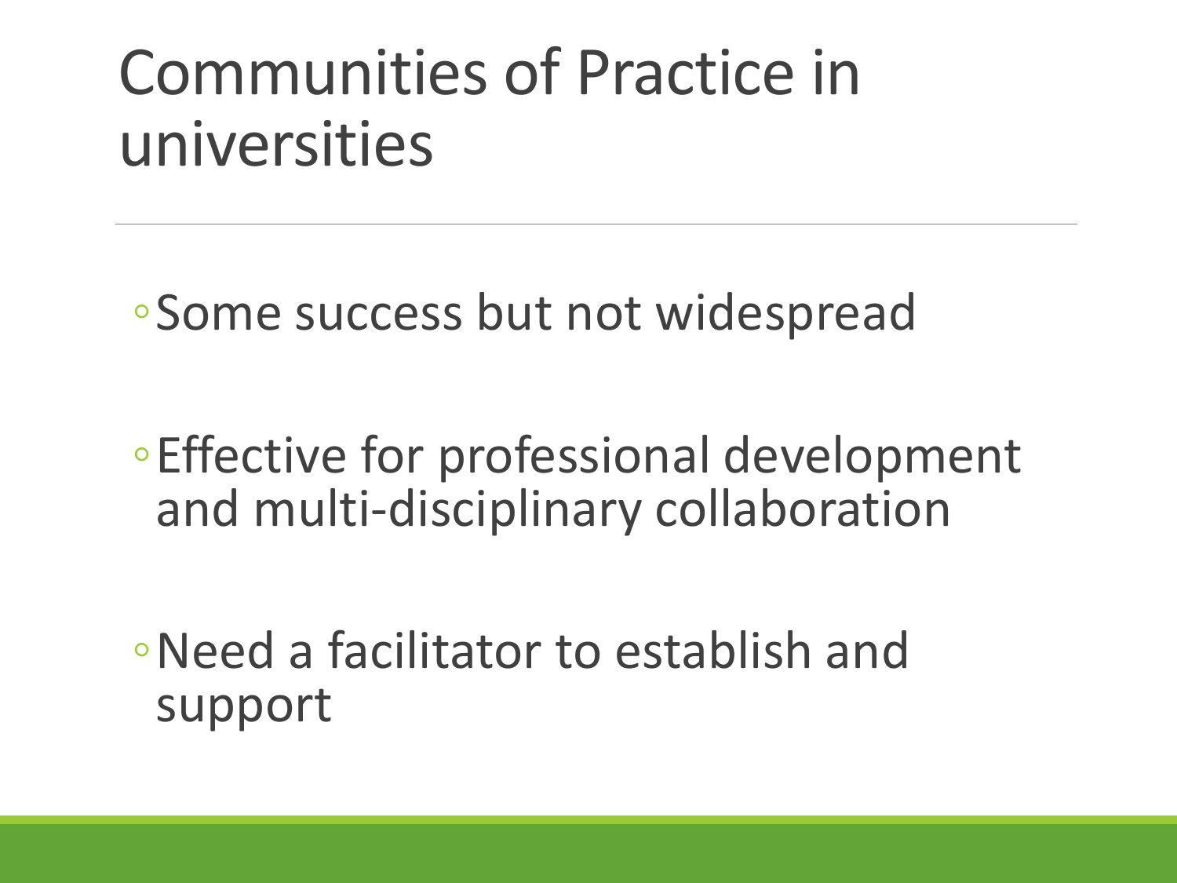# Communities of Practice in universities

- Some success but not widespread
- Effective for professional development and multi-disciplinary collaboration
- Need a facilitator to establish and support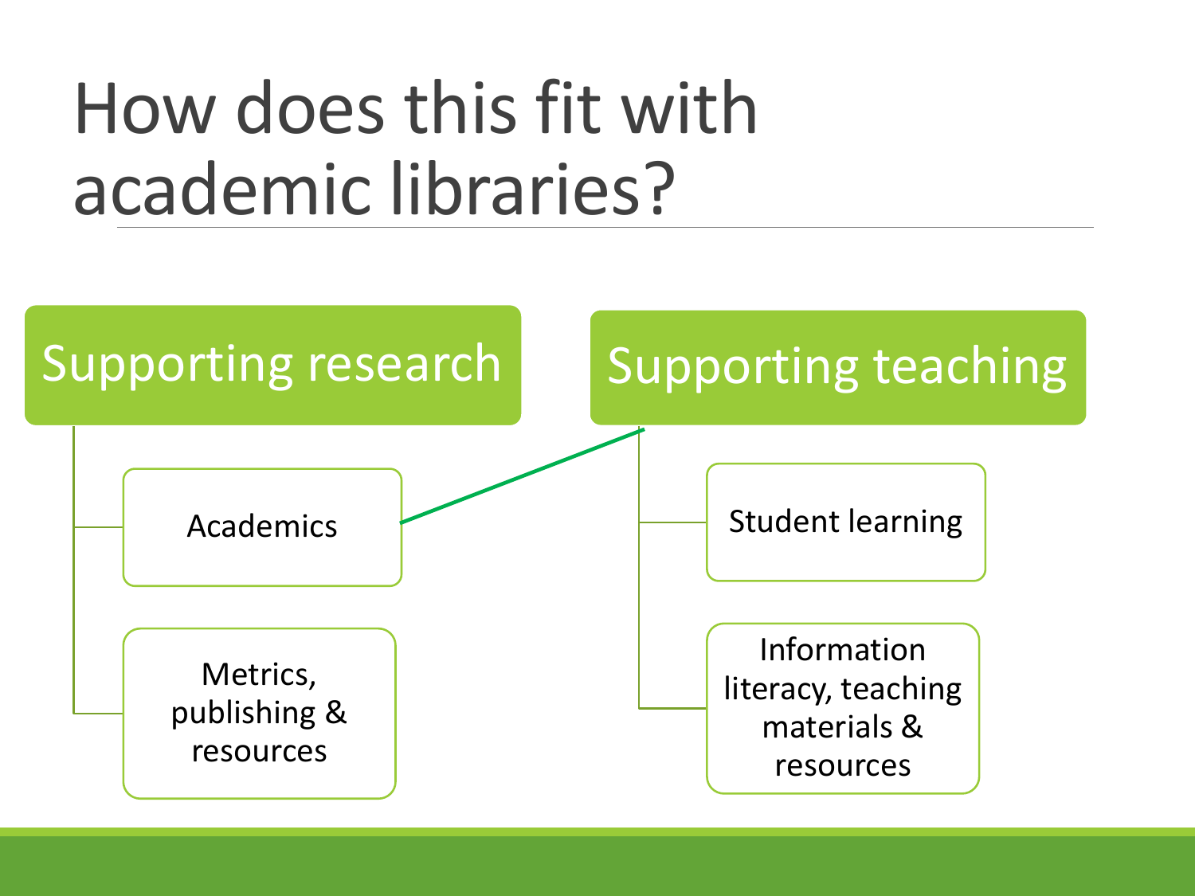# How does this fit with academic libraries?

- **Supporting research**
  - Academics
  - Metrics, publishing & resources
- **Supporting teaching**
  - Student learning
  - Information literacy, teaching materials & resources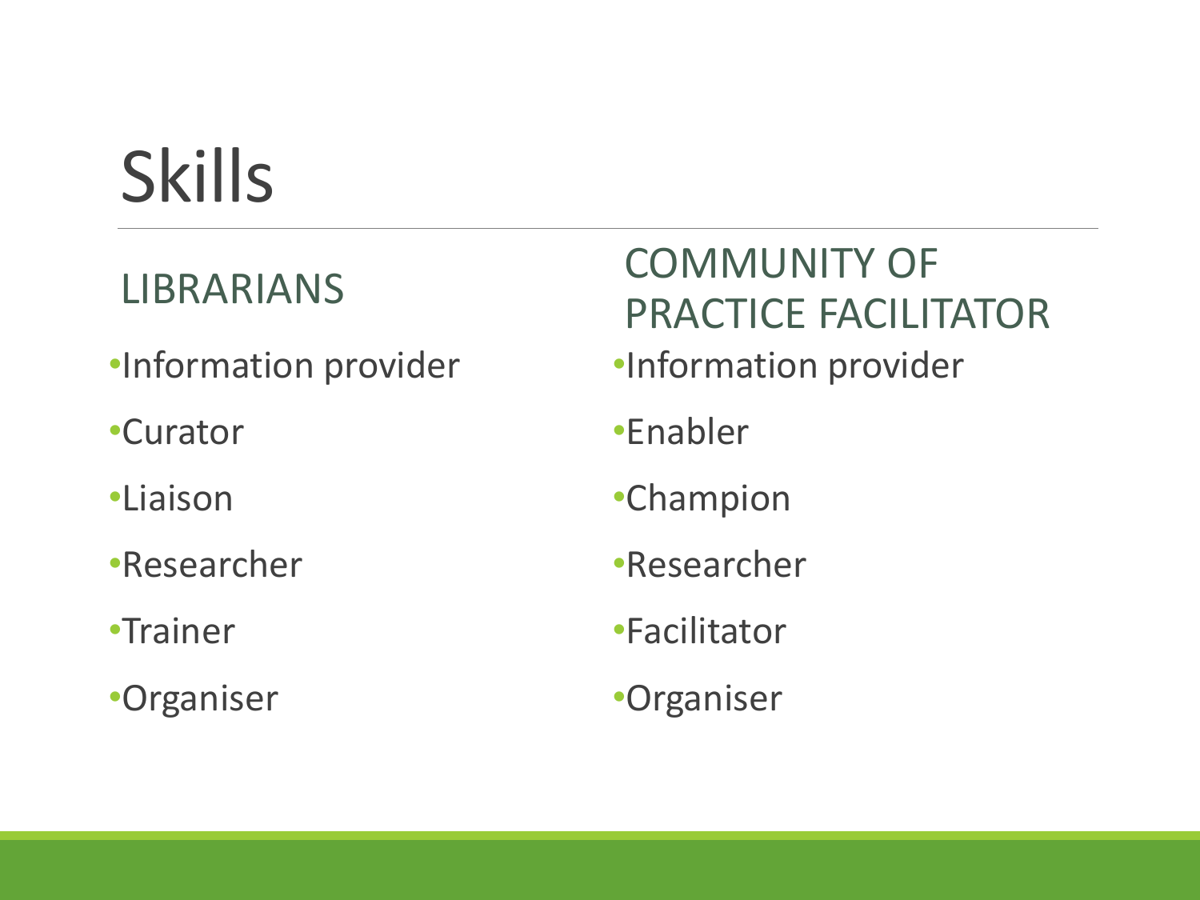# Skills

## LIBRARIANS

- Information provider
- Curator
- Liaison
- Researcher
- Trainer
- Organiser

## COMMUNITY OF PRACTICE FACILITATOR

- Information provider
- Enabler
- Champion
- Researcher
- Facilitator
- Organiser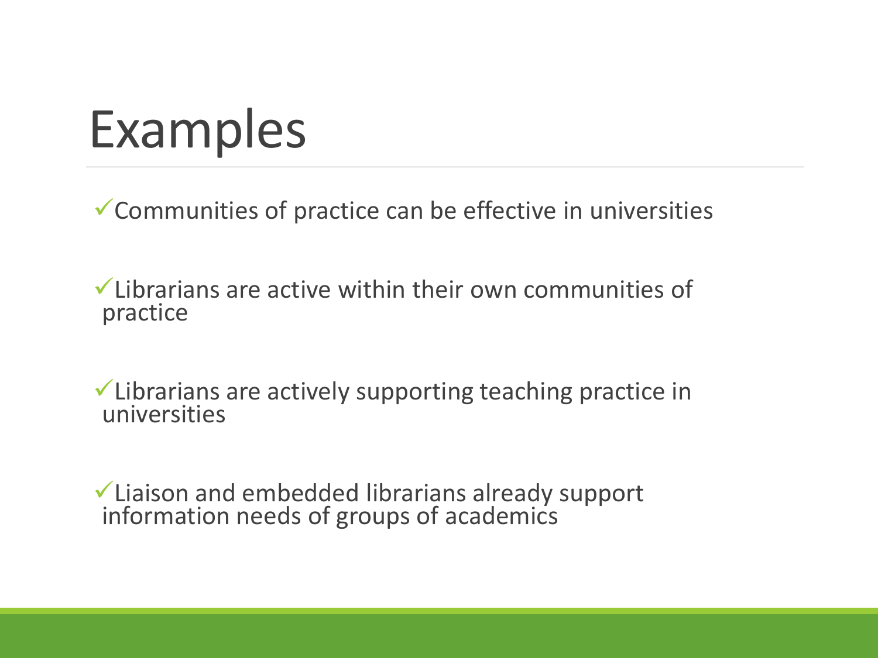# Examples

- ✓ Communities of practice can be effective in universities
- ✓ Librarians are active within their own communities of practice
- ✓ Librarians are actively supporting teaching practice in universities
- ✓ Liaison and embedded librarians already support information needs of groups of academics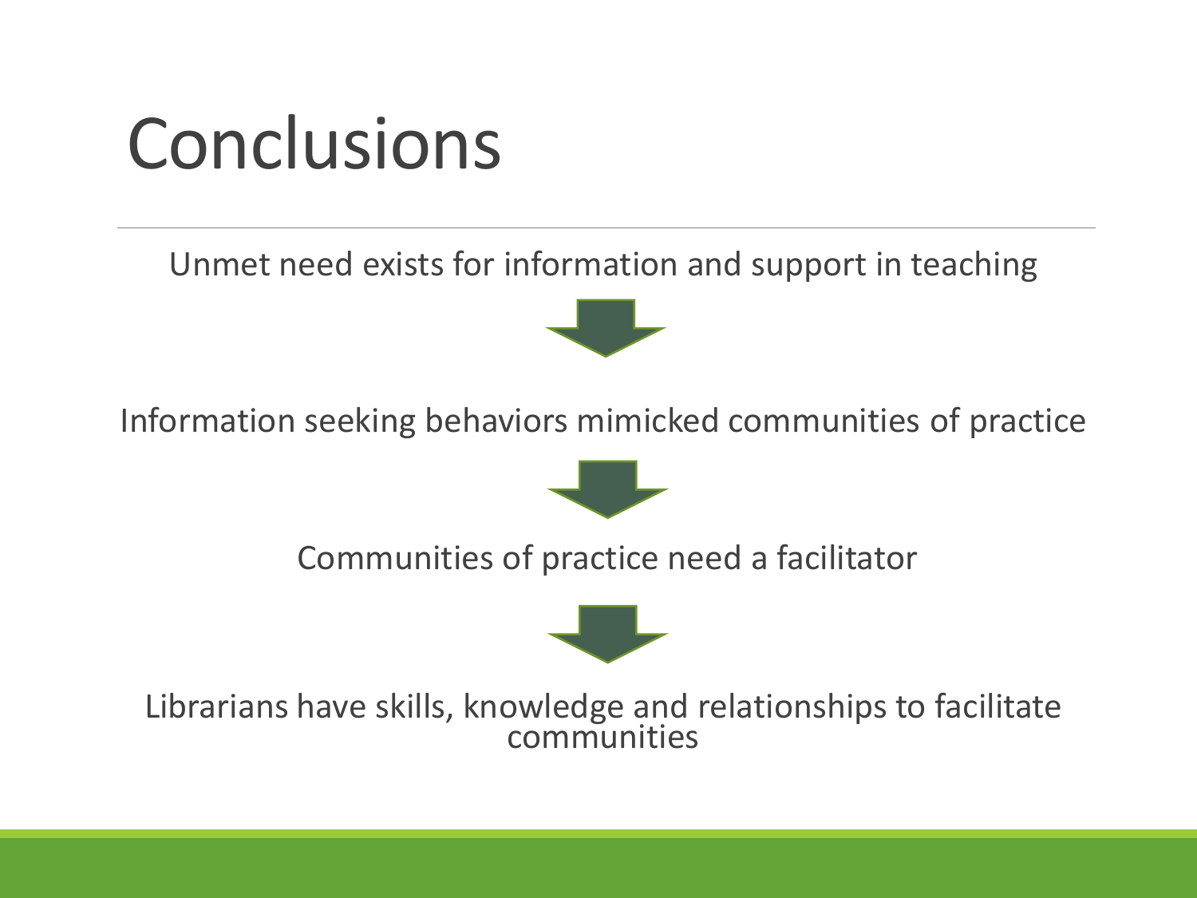# Conclusions

Unmet need exists for information and support in teaching

↓

Information seeking behaviors mimicked communities of practice

↓

Communities of practice need a facilitator

↓

Librarians have skills, knowledge and relationships to facilitate communities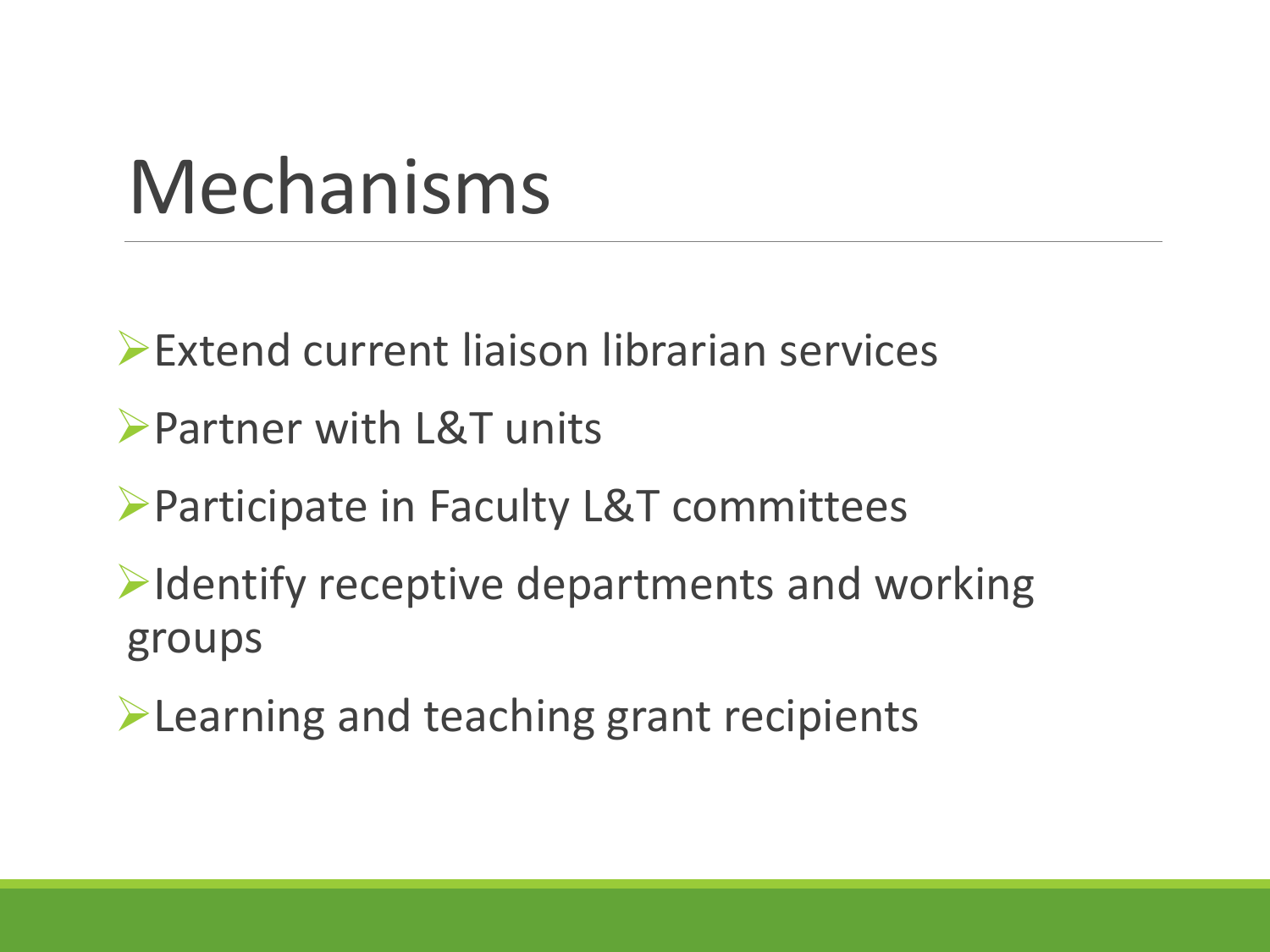# Mechanisms

- Extend current liaison librarian services
- Partner with L&T units
- Participate in Faculty L&T committees
- Identify receptive departments and working groups
- Learning and teaching grant recipients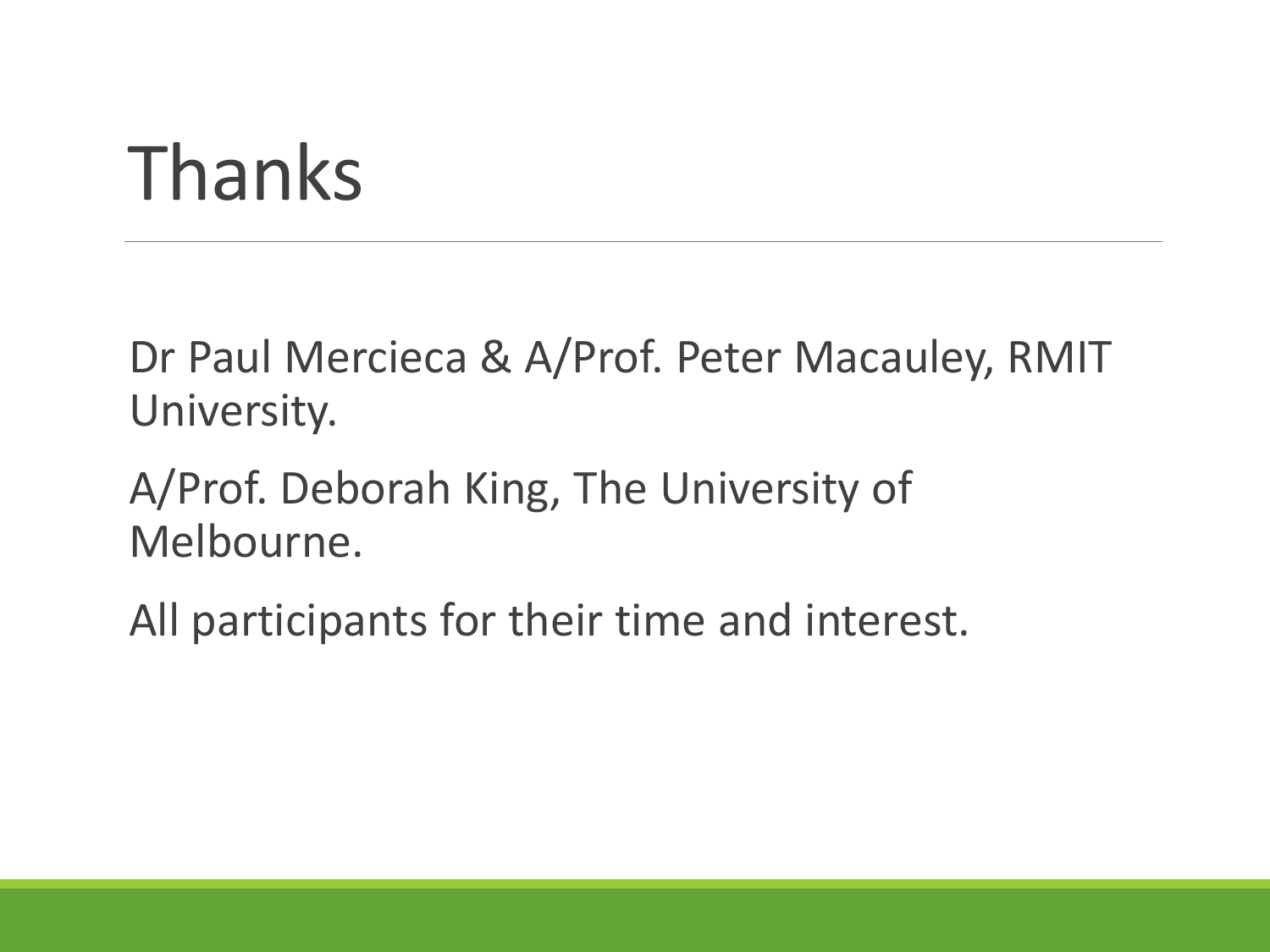# Thanks

Dr Paul Mercieca & A/Prof. Peter Macauley, RMIT University.

A/Prof. Deborah King, The University of Melbourne.

All participants for their time and interest.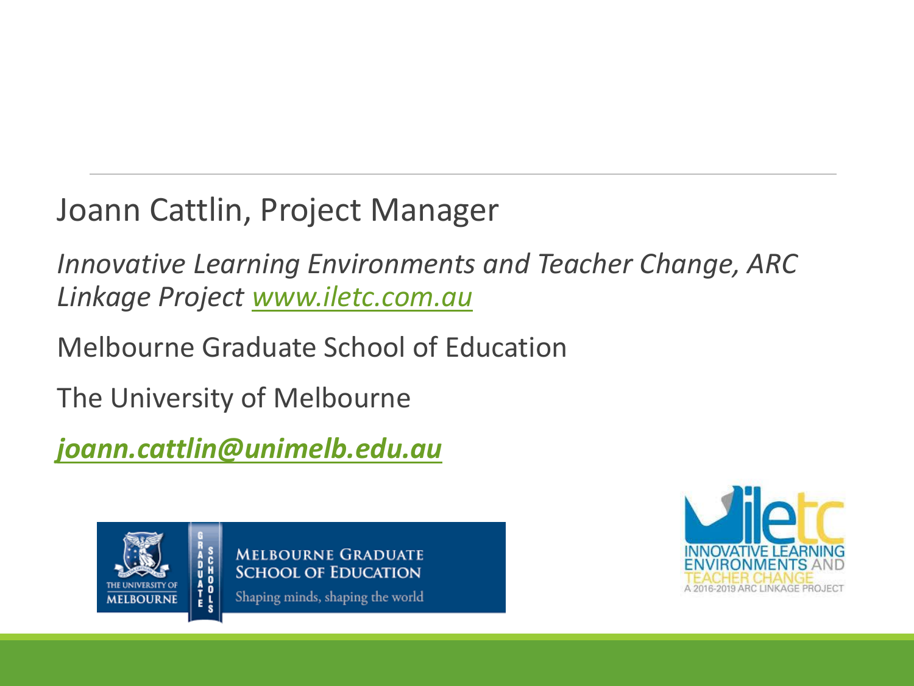Joann Cattlin, Project Manager

*Innovative Learning Environments and Teacher Change, ARC Linkage Project www.iletc.com.au*

Melbourne Graduate School of Education

The University of Melbourne

***joann.cattlin@unimelb.edu.au***